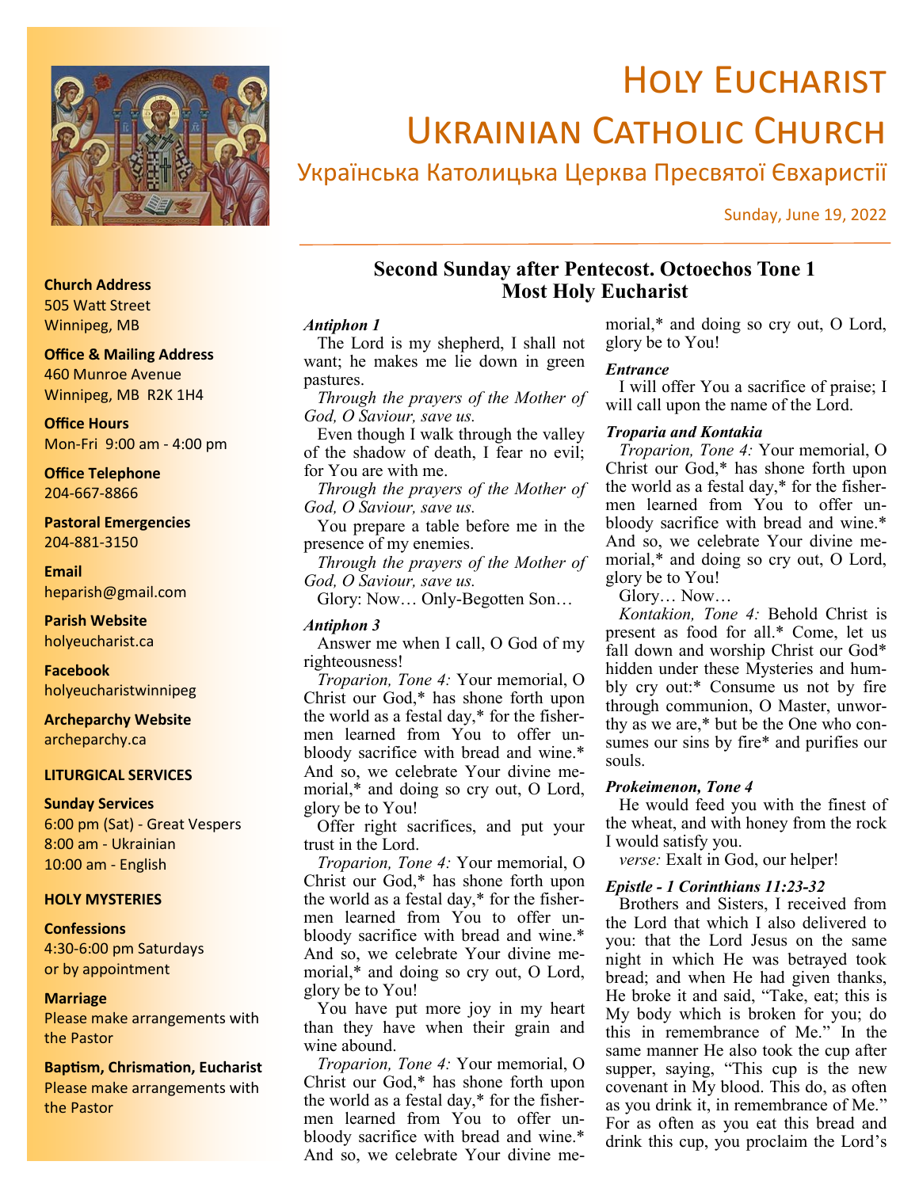# Holy Eucharist Ukrainian Catholic Church

## Українська Католицька Церква Пресвятої Євхаристії

Sunday, June 19, 2022

**Church Address**
505 Watt Street
Winnipeg, MB

**Office & Mailing Address**
460 Munroe Avenue
Winnipeg, MB R2K 1H4

**Office Hours**
Mon-Fri 9:00 am - 4:00 pm

**Office Telephone**
204-667-8866

**Pastoral Emergencies**
204-881-3150

**Email**
heparish@gmail.com

**Parish Website**
holyeucharist.ca

**Facebook**
holyeucharistwinnipeg

**Archeparchy Website**
archeparchy.ca

**LITURGICAL SERVICES**

**Sunday Services**
6:00 pm (Sat) - Great Vespers
8:00 am - Ukrainian
10:00 am - English

**HOLY MYSTERIES**

**Confessions**
4:30-6:00 pm Saturdays
or by appointment

**Marriage**
Please make arrangements with the Pastor

**Baptism, Chrismation, Eucharist**
Please make arrangements with the Pastor

## Second Sunday after Pentecost. Octoechos Tone 1
## Most Holy Eucharist

***Antiphon 1***

The Lord is my shepherd, I shall not want; he makes me lie down in green pastures.

*Through the prayers of the Mother of God, O Saviour, save us.*

Even though I walk through the valley of the shadow of death, I fear no evil; for You are with me.

*Through the prayers of the Mother of God, O Saviour, save us.*

You prepare a table before me in the presence of my enemies.

*Through the prayers of the Mother of God, O Saviour, save us.*

Glory: Now… Only-Begotten Son…

***Antiphon 3***

Answer me when I call, O God of my righteousness!

*Troparion, Tone 4:* Your memorial, O Christ our God,* has shone forth upon the world as a festal day,* for the fishermen learned from You to offer unbloody sacrifice with bread and wine.* And so, we celebrate Your divine memorial,* and doing so cry out, O Lord, glory be to You!

Offer right sacrifices, and put your trust in the Lord.

*Troparion, Tone 4:* Your memorial, O Christ our God,* has shone forth upon the world as a festal day,* for the fishermen learned from You to offer unbloody sacrifice with bread and wine.* And so, we celebrate Your divine memorial,* and doing so cry out, O Lord, glory be to You!

You have put more joy in my heart than they have when their grain and wine abound.

*Troparion, Tone 4:* Your memorial, O Christ our God,* has shone forth upon the world as a festal day,* for the fishermen learned from You to offer unbloody sacrifice with bread and wine.* And so, we celebrate Your divine memorial,* and doing so cry out, O Lord, glory be to You!

***Entrance***

I will offer You a sacrifice of praise; I will call upon the name of the Lord.

***Troparia and Kontakia***

*Troparion, Tone 4:* Your memorial, O Christ our God,* has shone forth upon the world as a festal day,* for the fishermen learned from You to offer unbloody sacrifice with bread and wine.* And so, we celebrate Your divine memorial,* and doing so cry out, O Lord, glory be to You!

Glory… Now…

*Kontakion, Tone 4:* Behold Christ is present as food for all.* Come, let us fall down and worship Christ our God* hidden under these Mysteries and humbly cry out:* Consume us not by fire through communion, O Master, unworthy as we are,* but be the One who consumes our sins by fire* and purifies our souls.

***Prokeimenon, Tone 4***

He would feed you with the finest of the wheat, and with honey from the rock I would satisfy you.

*verse:* Exalt in God, our helper!

***Epistle - 1 Corinthians 11:23-32***

Brothers and Sisters, I received from the Lord that which I also delivered to you: that the Lord Jesus on the same night in which He was betrayed took bread; and when He had given thanks, He broke it and said, "Take, eat; this is My body which is broken for you; do this in remembrance of Me." In the same manner He also took the cup after supper, saying, "This cup is the new covenant in My blood. This do, as often as you drink it, in remembrance of Me." For as often as you eat this bread and drink this cup, you proclaim the Lord's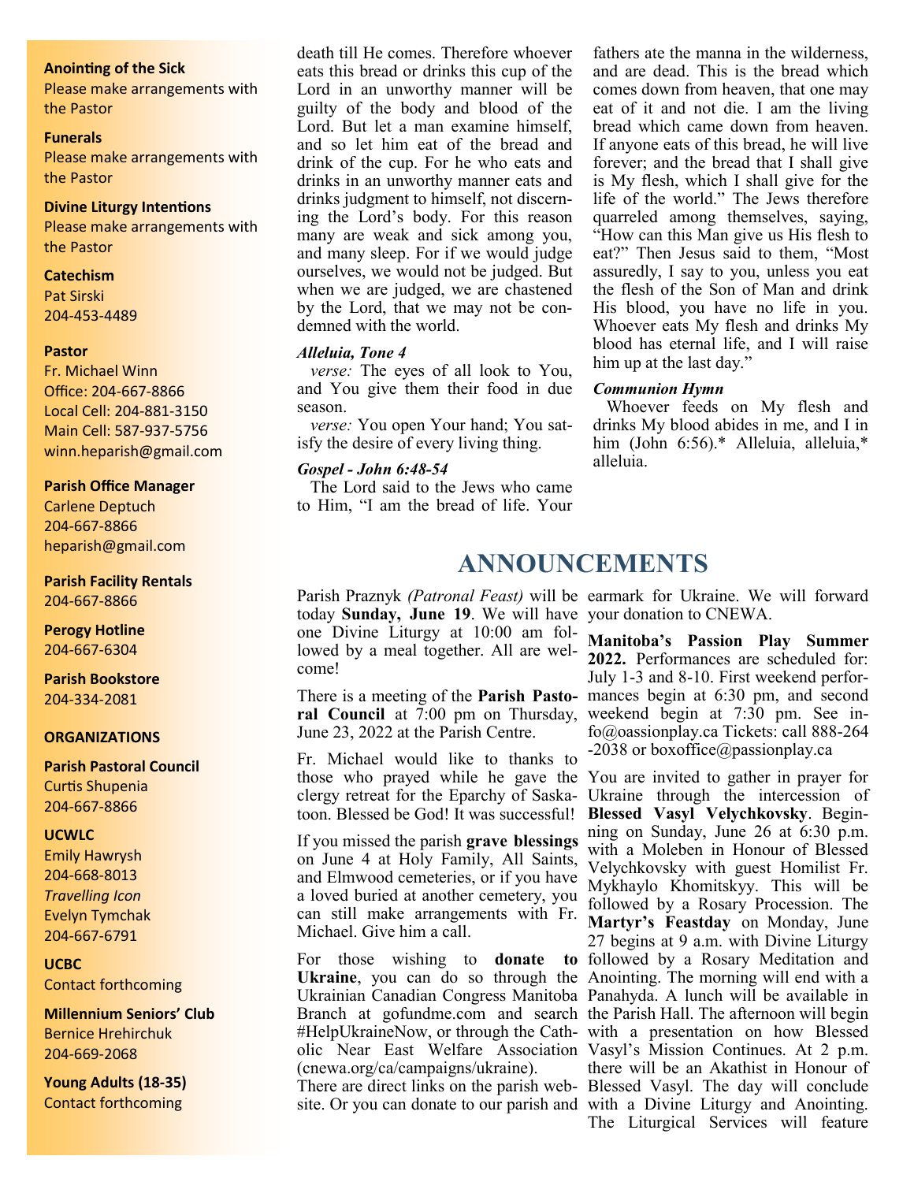**Anointing of the Sick**
Please make arrangements with the Pastor

**Funerals**
Please make arrangements with the Pastor

**Divine Liturgy Intentions**
Please make arrangements with the Pastor

**Catechism**
Pat Sirski
204-453-4489

**Pastor**
Fr. Michael Winn
Office: 204-667-8866
Local Cell: 204-881-3150
Main Cell: 587-937-5756
winn.heparish@gmail.com

**Parish Office Manager**
Carlene Deptuch
204-667-8866
heparish@gmail.com

**Parish Facility Rentals**
204-667-8866

**Perogy Hotline**
204-667-6304

**Parish Bookstore**
204-334-2081

**ORGANIZATIONS**

**Parish Pastoral Council**
Curtis Shupenia
204-667-8866

**UCWLC**
Emily Hawrysh
204-668-8013
*Travelling Icon*
Evelyn Tymchak
204-667-6791

**UCBC**
Contact forthcoming

**Millennium Seniors' Club**
Bernice Hrehirchuk
204-669-2068

**Young Adults (18-35)**
Contact forthcoming

death till He comes. Therefore whoever eats this bread or drinks this cup of the Lord in an unworthy manner will be guilty of the body and blood of the Lord. But let a man examine himself, and so let him eat of the bread and drink of the cup. For he who eats and drinks in an unworthy manner eats and drinks judgment to himself, not discerning the Lord's body. For this reason many are weak and sick among you, and many sleep. For if we would judge ourselves, we would not be judged. But when we are judged, we are chastened by the Lord, that we may not be condemned with the world.

***Alleluia, Tone 4***

*verse:* The eyes of all look to You, and You give them their food in due season.

*verse:* You open Your hand; You satisfy the desire of every living thing.

***Gospel - John 6:48-54***

The Lord said to the Jews who came to Him, "I am the bread of life. Your fathers ate the manna in the wilderness, and are dead. This is the bread which comes down from heaven, that one may eat of it and not die. I am the living bread which came down from heaven. If anyone eats of this bread, he will live forever; and the bread that I shall give is My flesh, which I shall give for the life of the world." The Jews therefore quarreled among themselves, saying, "How can this Man give us His flesh to eat?" Then Jesus said to them, "Most assuredly, I say to you, unless you eat the flesh of the Son of Man and drink His blood, you have no life in you. Whoever eats My flesh and drinks My blood has eternal life, and I will raise him up at the last day."

***Communion Hymn***

Whoever feeds on My flesh and drinks My blood abides in me, and I in him (John 6:56).* Alleluia, alleluia,* alleluia.

# ANNOUNCEMENTS

Parish Praznyk *(Patronal Feast)* will be today **Sunday, June 19**. We will have one Divine Liturgy at 10:00 am followed by a meal together. All are welcome!

There is a meeting of the **Parish Pastoral Council** at 7:00 pm on Thursday, June 23, 2022 at the Parish Centre.

Fr. Michael would like to thanks to those who prayed while he gave the clergy retreat for the Eparchy of Saskatoon. Blessed be God! It was successful!

If you missed the parish **grave blessings** on June 4 at Holy Family, All Saints, and Elmwood cemeteries, or if you have a loved buried at another cemetery, you can still make arrangements with Fr. Michael. Give him a call.

For those wishing to **donate to Ukraine**, you can do so through the Ukrainian Canadian Congress Manitoba Branch at gofundme.com and search #HelpUkraineNow, or through the Catholic Near East Welfare Association (cnewa.org/ca/campaigns/ukraine). There are direct links on the parish website. Or you can donate to our parish and earmark for Ukraine. We will forward your donation to CNEWA.

**Manitoba's Passion Play Summer 2022.** Performances are scheduled for: July 1-3 and 8-10. First weekend performances begin at 6:30 pm, and second weekend begin at 7:30 pm. See info@oassionplay.ca Tickets: call 888-264-2038 or boxoffice@passionplay.ca

You are invited to gather in prayer for Ukraine through the intercession of **Blessed Vasyl Velychkovsky**. Beginning on Sunday, June 26 at 6:30 p.m. with a Moleben in Honour of Blessed Velychkovsky with guest Homilist Fr. Mykhaylo Khomitskyy. This will be followed by a Rosary Procession. The **Martyr's Feastday** on Monday, June 27 begins at 9 a.m. with Divine Liturgy followed by a Rosary Meditation and Anointing. The morning will end with a Panahyda. A lunch will be available in the Parish Hall. The afternoon will begin with a presentation on how Blessed Vasyl's Mission Continues. At 2 p.m. there will be an Akathist in Honour of Blessed Vasyl. The day will conclude with a Divine Liturgy and Anointing. The Liturgical Services will feature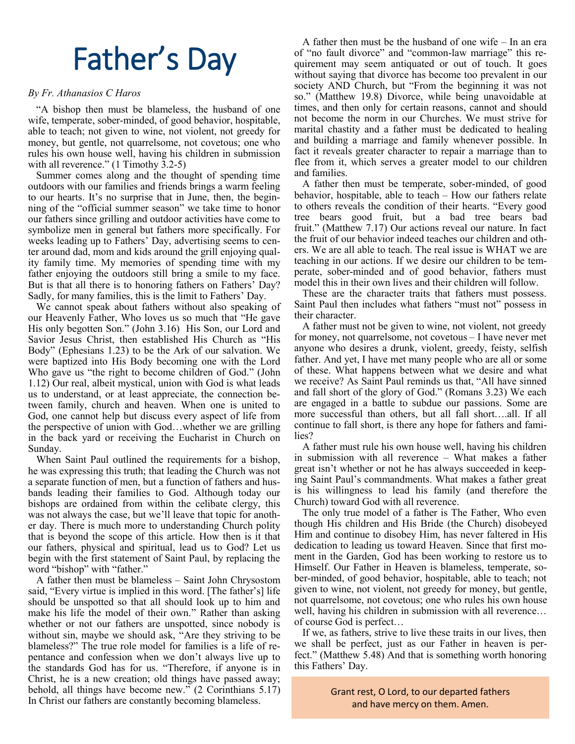# Father's Day

*By Fr. Athanasios C Haros*

"A bishop then must be blameless, the husband of one wife, temperate, sober-minded, of good behavior, hospitable, able to teach; not given to wine, not violent, not greedy for money, but gentle, not quarrelsome, not covetous; one who rules his own house well, having his children in submission with all reverence." (1 Timothy 3.2-5)

Summer comes along and the thought of spending time outdoors with our families and friends brings a warm feeling to our hearts. It's no surprise that in June, then, the beginning of the "official summer season" we take time to honor our fathers since grilling and outdoor activities have come to symbolize men in general but fathers more specifically. For weeks leading up to Fathers' Day, advertising seems to center around dad, mom and kids around the grill enjoying quality family time. My memories of spending time with my father enjoying the outdoors still bring a smile to my face. But is that all there is to honoring fathers on Fathers' Day? Sadly, for many families, this is the limit to Fathers' Day.

We cannot speak about fathers without also speaking of our Heavenly Father, Who loves us so much that "He gave His only begotten Son." (John 3.16) His Son, our Lord and Savior Jesus Christ, then established His Church as "His Body" (Ephesians 1.23) to be the Ark of our salvation. We were baptized into His Body becoming one with the Lord Who gave us "the right to become children of God." (John 1.12) Our real, albeit mystical, union with God is what leads us to understand, or at least appreciate, the connection between family, church and heaven. When one is united to God, one cannot help but discuss every aspect of life from the perspective of union with God…whether we are grilling in the back yard or receiving the Eucharist in Church on Sunday.

When Saint Paul outlined the requirements for a bishop, he was expressing this truth; that leading the Church was not a separate function of men, but a function of fathers and husbands leading their families to God. Although today our bishops are ordained from within the celibate clergy, this was not always the case, but we'll leave that topic for another day. There is much more to understanding Church polity that is beyond the scope of this article. How then is it that our fathers, physical and spiritual, lead us to God? Let us begin with the first statement of Saint Paul, by replacing the word "bishop" with "father."

A father then must be blameless – Saint John Chrysostom said, "Every virtue is implied in this word. [The father's] life should be unspotted so that all should look up to him and make his life the model of their own." Rather than asking whether or not our fathers are unspotted, since nobody is without sin, maybe we should ask, "Are they striving to be blameless?" The true role model for families is a life of repentance and confession when we don't always live up to the standards God has for us. "Therefore, if anyone is in Christ, he is a new creation; old things have passed away; behold, all things have become new." (2 Corinthians 5.17) In Christ our fathers are constantly becoming blameless.

A father then must be the husband of one wife – In an era of "no fault divorce" and "common-law marriage" this requirement may seem antiquated or out of touch. It goes without saying that divorce has become too prevalent in our society AND Church, but "From the beginning it was not so." (Matthew 19.8) Divorce, while being unavoidable at times, and then only for certain reasons, cannot and should not become the norm in our Churches. We must strive for marital chastity and a father must be dedicated to healing and building a marriage and family whenever possible. In fact it reveals greater character to repair a marriage than to flee from it, which serves a greater model to our children and families.

A father then must be temperate, sober-minded, of good behavior, hospitable, able to teach – How our fathers relate to others reveals the condition of their hearts. "Every good tree bears good fruit, but a bad tree bears bad fruit." (Matthew 7.17) Our actions reveal our nature. In fact the fruit of our behavior indeed teaches our children and others. We are all able to teach. The real issue is WHAT we are teaching in our actions. If we desire our children to be temperate, sober-minded and of good behavior, fathers must model this in their own lives and their children will follow.

These are the character traits that fathers must possess. Saint Paul then includes what fathers "must not" possess in their character.

A father must not be given to wine, not violent, not greedy for money, not quarrelsome, not covetous – I have never met anyone who desires a drunk, violent, greedy, feisty, selfish father. And yet, I have met many people who are all or some of these. What happens between what we desire and what we receive? As Saint Paul reminds us that, "All have sinned and fall short of the glory of God." (Romans 3.23) We each are engaged in a battle to subdue our passions. Some are more successful than others, but all fall short….all. If all continue to fall short, is there any hope for fathers and families?

A father must rule his own house well, having his children in submission with all reverence – What makes a father great isn't whether or not he has always succeeded in keeping Saint Paul's commandments. What makes a father great is his willingness to lead his family (and therefore the Church) toward God with all reverence.

The only true model of a father is The Father, Who even though His children and His Bride (the Church) disobeyed Him and continue to disobey Him, has never faltered in His dedication to leading us toward Heaven. Since that first moment in the Garden, God has been working to restore us to Himself. Our Father in Heaven is blameless, temperate, sober-minded, of good behavior, hospitable, able to teach; not given to wine, not violent, not greedy for money, but gentle, not quarrelsome, not covetous; one who rules his own house well, having his children in submission with all reverence… of course God is perfect…

If we, as fathers, strive to live these traits in our lives, then we shall be perfect, just as our Father in heaven is perfect." (Matthew 5.48) And that is something worth honoring this Fathers' Day.

Grant rest, O Lord, to our departed fathers and have mercy on them. Amen.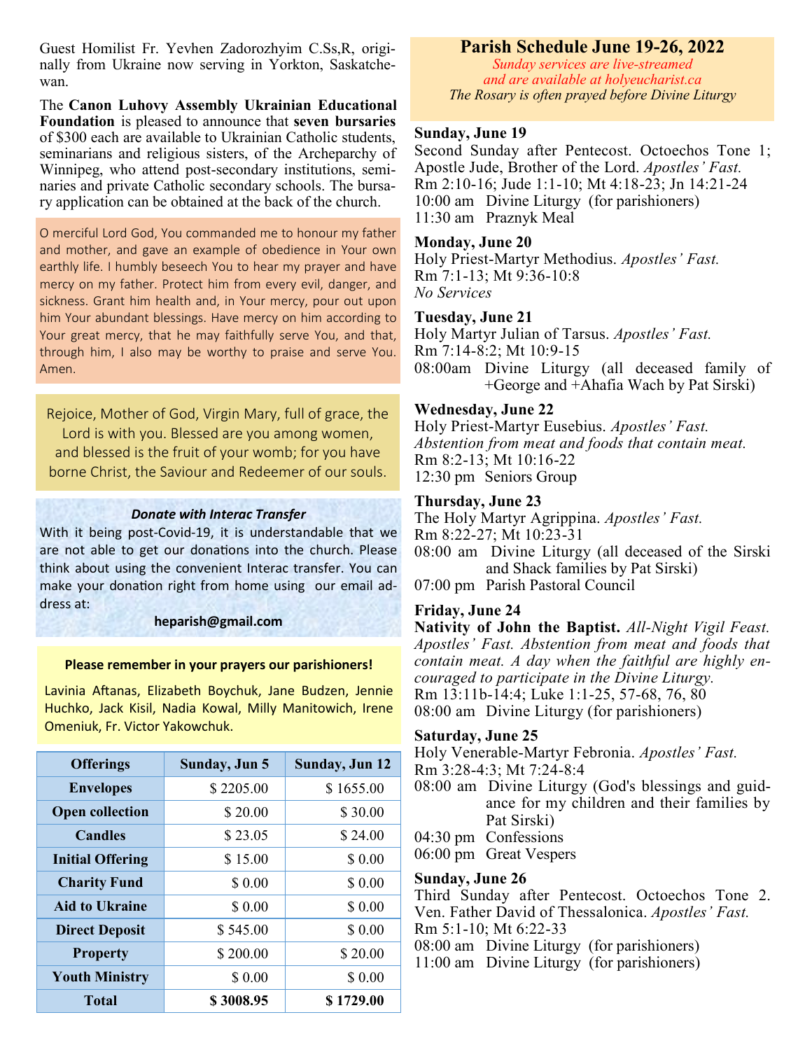Guest Homilist Fr. Yevhen Zadorozhyim C.Ss,R, originally from Ukraine now serving in Yorkton, Saskatchewan.

The **Canon Luhovy Assembly Ukrainian Educational Foundation** is pleased to announce that **seven bursaries** of $300 each are available to Ukrainian Catholic students, seminarians and religious sisters, of the Archeparchy of Winnipeg, who attend post-secondary institutions, seminaries and private Catholic secondary schools. The bursary application can be obtained at the back of the church.

O merciful Lord God, You commanded me to honour my father and mother, and gave an example of obedience in Your own earthly life. I humbly beseech You to hear my prayer and have mercy on my father. Protect him from every evil, danger, and sickness. Grant him health and, in Your mercy, pour out upon him Your abundant blessings. Have mercy on him according to Your great mercy, that he may faithfully serve You, and that, through him, I also may be worthy to praise and serve You. Amen.

Rejoice, Mother of God, Virgin Mary, full of grace, the Lord is with you. Blessed are you among women, and blessed is the fruit of your womb; for you have borne Christ, the Saviour and Redeemer of our souls.

***Donate with Interac Transfer***

With it being post-Covid-19, it is understandable that we are not able to get our donations into the church. Please think about using the convenient Interac transfer. You can make your donation right from home using our email address at:

**heparish@gmail.com**

**Please remember in your prayers our parishioners!**

Lavinia Aftanas, Elizabeth Boychuk, Jane Budzen, Jennie Huchko, Jack Kisil, Nadia Kowal, Milly Manitowich, Irene Omeniuk, Fr. Victor Yakowchuk.

| Offerings | Sunday, Jun 5 | Sunday, Jun 12 |
|---|---|---|
| Envelopes | $ 2205.00 | $ 1655.00 |
| Open collection | $ 20.00 | $ 30.00 |
| Candles | $ 23.05 | $ 24.00 |
| Initial Offering | $ 15.00 | $ 0.00 |
| Charity Fund | $ 0.00 | $ 0.00 |
| Aid to Ukraine | $ 0.00 | $ 0.00 |
| Direct Deposit | $ 545.00 | $ 0.00 |
| Property | $ 200.00 | $ 20.00 |
| Youth Ministry | $ 0.00 | $ 0.00 |
| **Total** | **$ 3008.95** | **$ 1729.00** |

## Parish Schedule June 19-26, 2022

*Sunday services are live-streamed and are available at holyeucharist.ca*
*The Rosary is often prayed before Divine Liturgy*

**Sunday, June 19**
Second Sunday after Pentecost. Octoechos Tone 1; Apostle Jude, Brother of the Lord. *Apostles' Fast.*
Rm 2:10-16; Jude 1:1-10; Mt 4:18-23; Jn 14:21-24
10:00 am Divine Liturgy (for parishioners)
11:30 am Praznyk Meal

**Monday, June 20**
Holy Priest-Martyr Methodius. *Apostles' Fast.*
Rm 7:1-13; Mt 9:36-10:8
*No Services*

**Tuesday, June 21**
Holy Martyr Julian of Tarsus. *Apostles' Fast.*
Rm 7:14-8:2; Mt 10:9-15
08:00am Divine Liturgy (all deceased family of +George and +Ahafia Wach by Pat Sirski)

**Wednesday, June 22**
Holy Priest-Martyr Eusebius. *Apostles' Fast. Abstention from meat and foods that contain meat.*
Rm 8:2-13; Mt 10:16-22
12:30 pm Seniors Group

**Thursday, June 23**
The Holy Martyr Agrippina. *Apostles' Fast.*
Rm 8:22-27; Mt 10:23-31
08:00 am Divine Liturgy (all deceased of the Sirski and Shack families by Pat Sirski)
07:00 pm Parish Pastoral Council

**Friday, June 24**
**Nativity of John the Baptist.** *All-Night Vigil Feast. Apostles' Fast. Abstention from meat and foods that contain meat. A day when the faithful are highly encouraged to participate in the Divine Liturgy.*
Rm 13:11b-14:4; Luke 1:1-25, 57-68, 76, 80
08:00 am Divine Liturgy (for parishioners)

**Saturday, June 25**
Holy Venerable-Martyr Febronia. *Apostles' Fast.*
Rm 3:28-4:3; Mt 7:24-8:4
08:00 am Divine Liturgy (God's blessings and guidance for my children and their families by Pat Sirski)
04:30 pm Confessions
06:00 pm Great Vespers

**Sunday, June 26**
Third Sunday after Pentecost. Octoechos Tone 2. Ven. Father David of Thessalonica. *Apostles' Fast.*
Rm 5:1-10; Mt 6:22-33
08:00 am Divine Liturgy (for parishioners)
11:00 am Divine Liturgy (for parishioners)